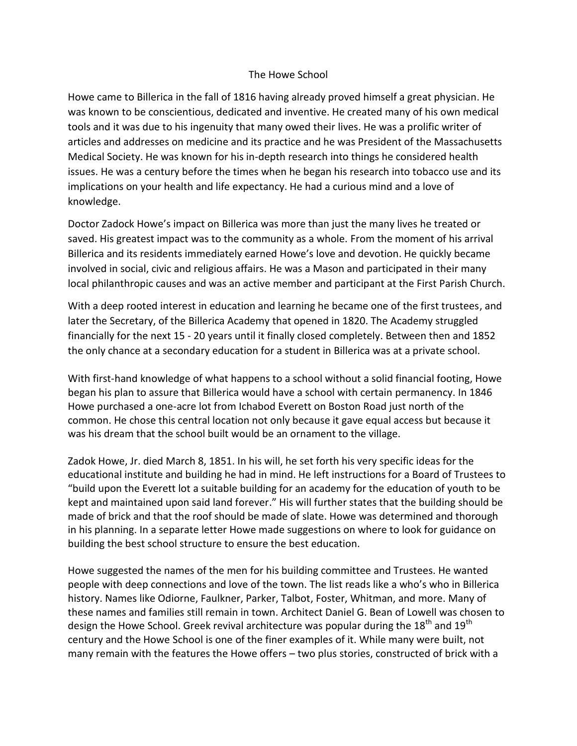# The Howe School

Howe came to Billerica in the fall of 1816 having already proved himself a great physician. He was known to be conscientious, dedicated and inventive. He created many of his own medical tools and it was due to his ingenuity that many owed their lives. He was a prolific writer of articles and addresses on medicine and its practice and he was President of the Massachusetts Medical Society. He was known for his in-depth research into things he considered health issues. He was a century before the times when he began his research into tobacco use and its implications on your health and life expectancy. He had a curious mind and a love of knowledge.

Doctor Zadock Howe's impact on Billerica was more than just the many lives he treated or saved. His greatest impact was to the community as a whole. From the moment of his arrival Billerica and its residents immediately earned Howe's love and devotion. He quickly became involved in social, civic and religious affairs. He was a Mason and participated in their many local philanthropic causes and was an active member and participant at the First Parish Church.

With a deep rooted interest in education and learning he became one of the first trustees, and later the Secretary, of the Billerica Academy that opened in 1820. The Academy struggled financially for the next 15 - 20 years until it finally closed completely. Between then and 1852 the only chance at a secondary education for a student in Billerica was at a private school.

With first-hand knowledge of what happens to a school without a solid financial footing, Howe began his plan to assure that Billerica would have a school with certain permanency. In 1846 Howe purchased a one-acre lot from Ichabod Everett on Boston Road just north of the common. He chose this central location not only because it gave equal access but because it was his dream that the school built would be an ornament to the village.

Zadok Howe, Jr. died March 8, 1851. In his will, he set forth his very specific ideas for the educational institute and building he had in mind. He left instructions for a Board of Trustees to "build upon the Everett lot a suitable building for an academy for the education of youth to be kept and maintained upon said land forever." His will further states that the building should be made of brick and that the roof should be made of slate. Howe was determined and thorough in his planning. In a separate letter Howe made suggestions on where to look for guidance on building the best school structure to ensure the best education.

Howe suggested the names of the men for his building committee and Trustees. He wanted people with deep connections and love of the town. The list reads like a who's who in Billerica history. Names like Odiorne, Faulkner, Parker, Talbot, Foster, Whitman, and more. Many of these names and families still remain in town. Architect Daniel G. Bean of Lowell was chosen to design the Howe School. Greek revival architecture was popular during the 18th and 19th century and the Howe School is one of the finer examples of it. While many were built, not many remain with the features the Howe offers – two plus stories, constructed of brick with a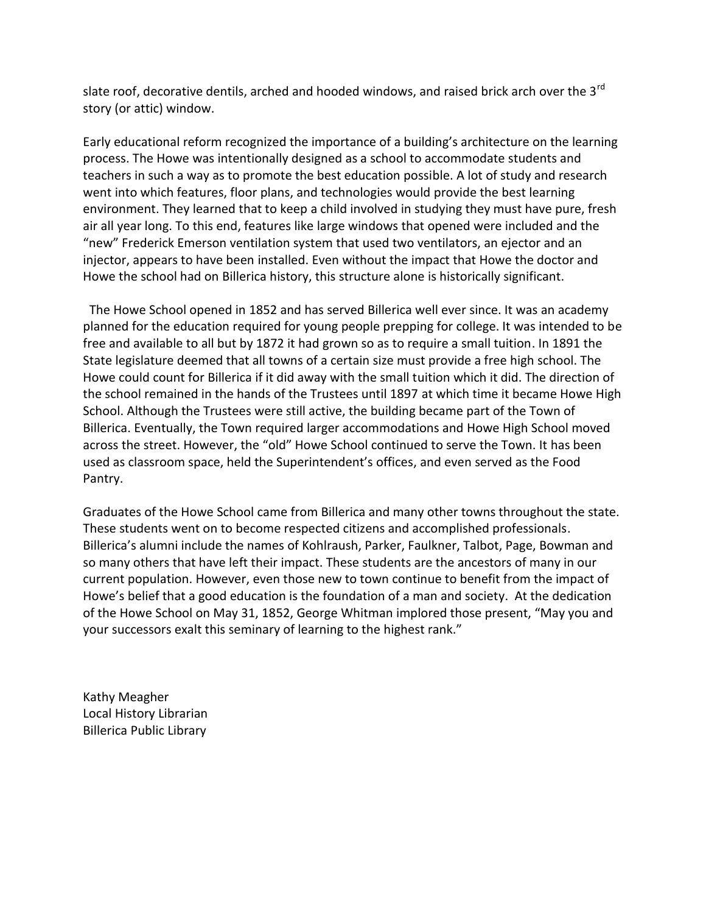slate roof, decorative dentils, arched and hooded windows, and raised brick arch over the 3rd story (or attic) window.

Early educational reform recognized the importance of a building's architecture on the learning process. The Howe was intentionally designed as a school to accommodate students and teachers in such a way as to promote the best education possible. A lot of study and research went into which features, floor plans, and technologies would provide the best learning environment. They learned that to keep a child involved in studying they must have pure, fresh air all year long. To this end, features like large windows that opened were included and the "new" Frederick Emerson ventilation system that used two ventilators, an ejector and an injector, appears to have been installed. Even without the impact that Howe the doctor and Howe the school had on Billerica history, this structure alone is historically significant.

The Howe School opened in 1852 and has served Billerica well ever since. It was an academy planned for the education required for young people prepping for college. It was intended to be free and available to all but by 1872 it had grown so as to require a small tuition. In 1891 the State legislature deemed that all towns of a certain size must provide a free high school. The Howe could count for Billerica if it did away with the small tuition which it did. The direction of the school remained in the hands of the Trustees until 1897 at which time it became Howe High School. Although the Trustees were still active, the building became part of the Town of Billerica. Eventually, the Town required larger accommodations and Howe High School moved across the street. However, the "old" Howe School continued to serve the Town. It has been used as classroom space, held the Superintendent's offices, and even served as the Food Pantry.

Graduates of the Howe School came from Billerica and many other towns throughout the state. These students went on to become respected citizens and accomplished professionals. Billerica's alumni include the names of Kohlraush, Parker, Faulkner, Talbot, Page, Bowman and so many others that have left their impact. These students are the ancestors of many in our current population. However, even those new to town continue to benefit from the impact of Howe's belief that a good education is the foundation of a man and society. At the dedication of the Howe School on May 31, 1852, George Whitman implored those present, "May you and your successors exalt this seminary of learning to the highest rank."

Kathy Meagher
Local History Librarian
Billerica Public Library